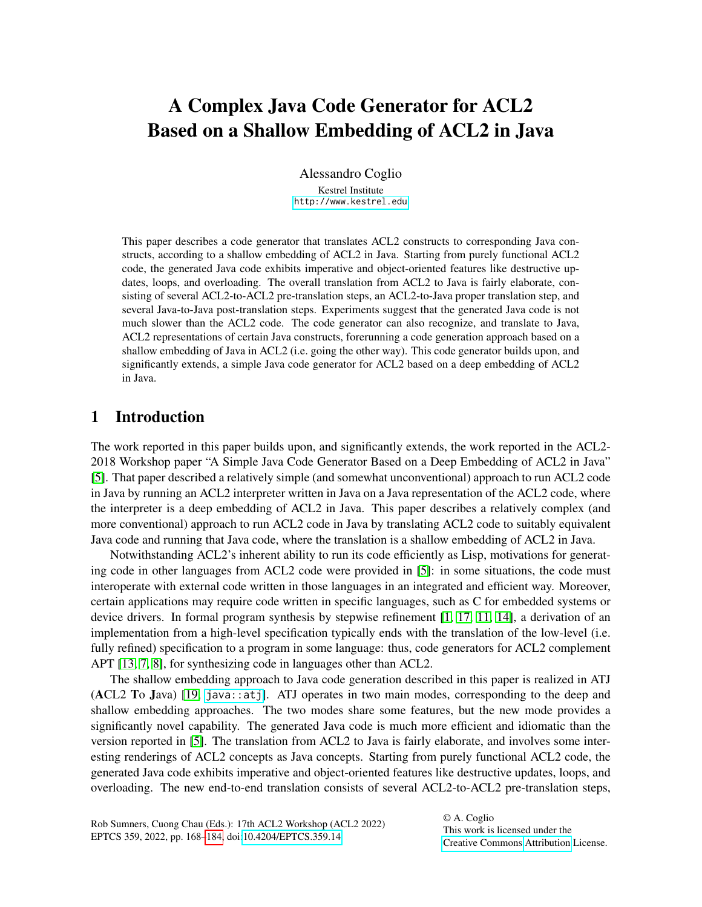# A Complex Java Code Generator for ACL2 Based on a Shallow Embedding of ACL2 in Java

Alessandro Coglio

Kestrel Institute

http://www.kestrel.edu

This paper describes a code generator that translates ACL2 constructs to corresponding Java constructs, according to a shallow embedding of ACL2 in Java. Starting from purely functional ACL2 code, the generated Java code exhibits imperative and object-oriented features like destructive updates, loops, and overloading. The overall translation from ACL2 to Java is fairly elaborate, consisting of several ACL2-to-ACL2 pre-translation steps, an ACL2-to-Java proper translation step, and several Java-to-Java post-translation steps. Experiments suggest that the generated Java code is not much slower than the ACL2 code. The code generator can also recognize, and translate to Java, ACL2 representations of certain Java constructs, forerunning a code generation approach based on a shallow embedding of Java in ACL2 (i.e. going the other way). This code generator builds upon, and significantly extends, a simple Java code generator for ACL2 based on a deep embedding of ACL2 in Java.

## 1 Introduction

The work reported in this paper builds upon, and significantly extends, the work reported in the ACL2-2018 Workshop paper "A Simple Java Code Generator Based on a Deep Embedding of ACL2 in Java" [5]. That paper described a relatively simple (and somewhat unconventional) approach to run ACL2 code in Java by running an ACL2 interpreter written in Java on a Java representation of the ACL2 code, where the interpreter is a deep embedding of ACL2 in Java. This paper describes a relatively complex (and more conventional) approach to run ACL2 code in Java by translating ACL2 code to suitably equivalent Java code and running that Java code, where the translation is a shallow embedding of ACL2 in Java.

Notwithstanding ACL2's inherent ability to run its code efficiently as Lisp, motivations for generating code in other languages from ACL2 code were provided in [5]: in some situations, the code must interoperate with external code written in those languages in an integrated and efficient way. Moreover, certain applications may require code written in specific languages, such as C for embedded systems or device drivers. In formal program synthesis by stepwise refinement [1, 17, 11, 14], a derivation of an implementation from a high-level specification typically ends with the translation of the low-level (i.e. fully refined) specification to a program in some language: thus, code generators for ACL2 complement APT [13, 7, 8], for synthesizing code in languages other than ACL2.

The shallow embedding approach to Java code generation described in this paper is realized in ATJ (**A**CL2 **T**o **J**ava) [19, `java::atj`]. ATJ operates in two main modes, corresponding to the deep and shallow embedding approaches. The two modes share some features, but the new mode provides a significantly novel capability. The generated Java code is much more efficient and idiomatic than the version reported in [5]. The translation from ACL2 to Java is fairly elaborate, and involves some interesting renderings of ACL2 concepts as Java concepts. Starting from purely functional ACL2 code, the generated Java code exhibits imperative and object-oriented features like destructive updates, loops, and overloading. The new end-to-end translation consists of several ACL2-to-ACL2 pre-translation steps,

Rob Sumners, Cuong Chau (Eds.): 17th ACL2 Workshop (ACL2 2022)
EPTCS 359, 2022, pp. 168–184, doi:10.4204/EPTCS.359.14

© A. Coglio
This work is licensed under the Creative Commons Attribution License.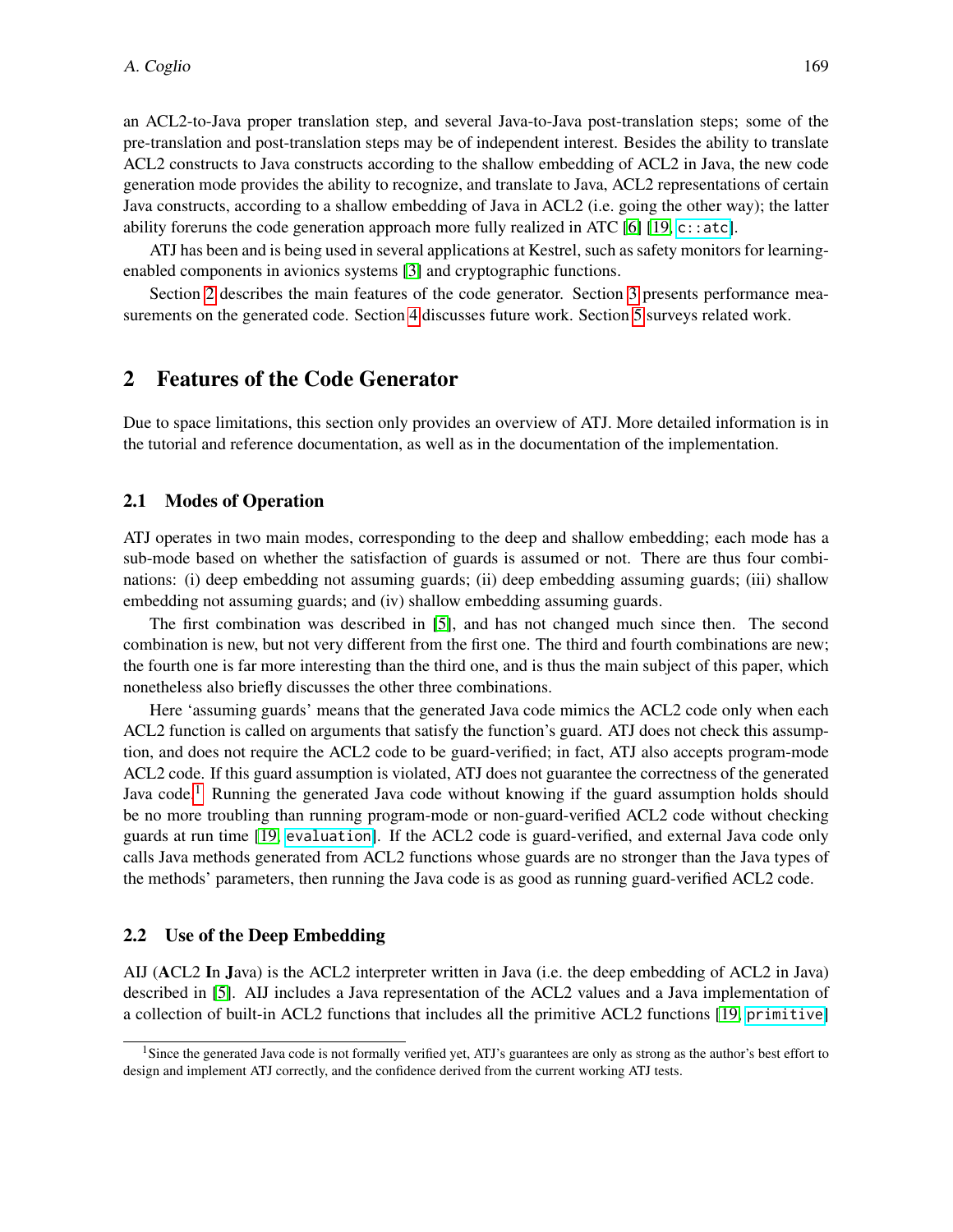an ACL2-to-Java proper translation step, and several Java-to-Java post-translation steps; some of the pre-translation and post-translation steps may be of independent interest. Besides the ability to translate ACL2 constructs to Java constructs according to the shallow embedding of ACL2 in Java, the new code generation mode provides the ability to recognize, and translate to Java, ACL2 representations of certain Java constructs, according to a shallow embedding of Java in ACL2 (i.e. going the other way); the latter ability foreruns the code generation approach more fully realized in ATC [6] [19, `c::atc`].

ATJ has been and is being used in several applications at Kestrel, such as safety monitors for learning-enabled components in avionics systems [3] and cryptographic functions.

Section 2 describes the main features of the code generator. Section 3 presents performance measurements on the generated code. Section 4 discusses future work. Section 5 surveys related work.

## 2 Features of the Code Generator

Due to space limitations, this section only provides an overview of ATJ. More detailed information is in the tutorial and reference documentation, as well as in the documentation of the implementation.

### 2.1 Modes of Operation

ATJ operates in two main modes, corresponding to the deep and shallow embedding; each mode has a sub-mode based on whether the satisfaction of guards is assumed or not. There are thus four combinations: (i) deep embedding not assuming guards; (ii) deep embedding assuming guards; (iii) shallow embedding not assuming guards; and (iv) shallow embedding assuming guards.

The first combination was described in [5], and has not changed much since then. The second combination is new, but not very different from the first one. The third and fourth combinations are new; the fourth one is far more interesting than the third one, and is thus the main subject of this paper, which nonetheless also briefly discusses the other three combinations.

Here 'assuming guards' means that the generated Java code mimics the ACL2 code only when each ACL2 function is called on arguments that satisfy the function's guard. ATJ does not check this assumption, and does not require the ACL2 code to be guard-verified; in fact, ATJ also accepts program-mode ACL2 code. If this guard assumption is violated, ATJ does not guarantee the correctness of the generated Java code.[1] Running the generated Java code without knowing if the guard assumption holds should be no more troubling than running program-mode or non-guard-verified ACL2 code without checking guards at run time [19, `evaluation`]. If the ACL2 code is guard-verified, and external Java code only calls Java methods generated from ACL2 functions whose guards are no stronger than the Java types of the methods' parameters, then running the Java code is as good as running guard-verified ACL2 code.

### 2.2 Use of the Deep Embedding

AIJ (**A**CL2 **I**n **J**ava) is the ACL2 interpreter written in Java (i.e. the deep embedding of ACL2 in Java) described in [5]. AIJ includes a Java representation of the ACL2 values and a Java implementation of a collection of built-in ACL2 functions that includes all the primitive ACL2 functions [19, `primitive`]

[1] Since the generated Java code is not formally verified yet, ATJ's guarantees are only as strong as the author's best effort to design and implement ATJ correctly, and the confidence derived from the current working ATJ tests.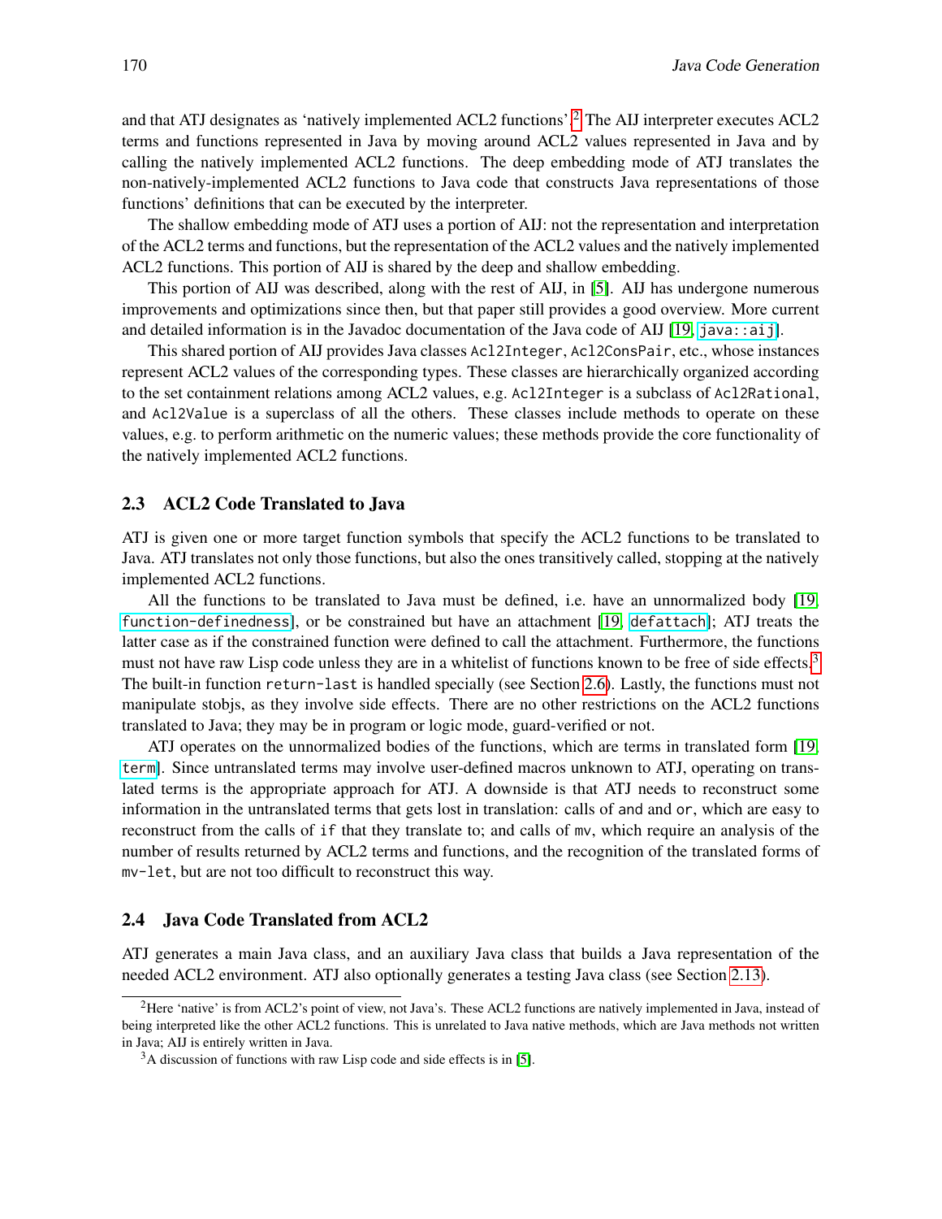and that ATJ designates as 'natively implemented ACL2 functions'.[2] The AIJ interpreter executes ACL2 terms and functions represented in Java by moving around ACL2 values represented in Java and by calling the natively implemented ACL2 functions. The deep embedding mode of ATJ translates the non-natively-implemented ACL2 functions to Java code that constructs Java representations of those functions' definitions that can be executed by the interpreter.

The shallow embedding mode of ATJ uses a portion of AIJ: not the representation and interpretation of the ACL2 terms and functions, but the representation of the ACL2 values and the natively implemented ACL2 functions. This portion of AIJ is shared by the deep and shallow embedding.

This portion of AIJ was described, along with the rest of AIJ, in [5]. AIJ has undergone numerous improvements and optimizations since then, but that paper still provides a good overview. More current and detailed information is in the Javadoc documentation of the Java code of AIJ [19, `java::aij`].

This shared portion of AIJ provides Java classes `Acl2Integer`, `Acl2ConsPair`, etc., whose instances represent ACL2 values of the corresponding types. These classes are hierarchically organized according to the set containment relations among ACL2 values, e.g. `Acl2Integer` is a subclass of `Acl2Rational`, and `Acl2Value` is a superclass of all the others. These classes include methods to operate on these values, e.g. to perform arithmetic on the numeric values; these methods provide the core functionality of the natively implemented ACL2 functions.

### 2.3 ACL2 Code Translated to Java

ATJ is given one or more target function symbols that specify the ACL2 functions to be translated to Java. ATJ translates not only those functions, but also the ones transitively called, stopping at the natively implemented ACL2 functions.

All the functions to be translated to Java must be defined, i.e. have an unnormalized body [19, `function-definedness`], or be constrained but have an attachment [19, `defattach`]; ATJ treats the latter case as if the constrained function were defined to call the attachment. Furthermore, the functions must not have raw Lisp code unless they are in a whitelist of functions known to be free of side effects.[3] The built-in function `return-last` is handled specially (see Section 2.6). Lastly, the functions must not manipulate stobjs, as they involve side effects. There are no other restrictions on the ACL2 functions translated to Java; they may be in program or logic mode, guard-verified or not.

ATJ operates on the unnormalized bodies of the functions, which are terms in translated form [19, `term`]. Since untranslated terms may involve user-defined macros unknown to ATJ, operating on translated terms is the appropriate approach for ATJ. A downside is that ATJ needs to reconstruct some information in the untranslated terms that gets lost in translation: calls of `and` and `or`, which are easy to reconstruct from the calls of `if` that they translate to; and calls of `mv`, which require an analysis of the number of results returned by ACL2 terms and functions, and the recognition of the translated forms of `mv-let`, but are not too difficult to reconstruct this way.

### 2.4 Java Code Translated from ACL2

ATJ generates a main Java class, and an auxiliary Java class that builds a Java representation of the needed ACL2 environment. ATJ also optionally generates a testing Java class (see Section 2.13).

---

[2] Here 'native' is from ACL2's point of view, not Java's. These ACL2 functions are natively implemented in Java, instead of being interpreted like the other ACL2 functions. This is unrelated to Java native methods, which are Java methods not written in Java; AIJ is entirely written in Java.

[3] A discussion of functions with raw Lisp code and side effects is in [5].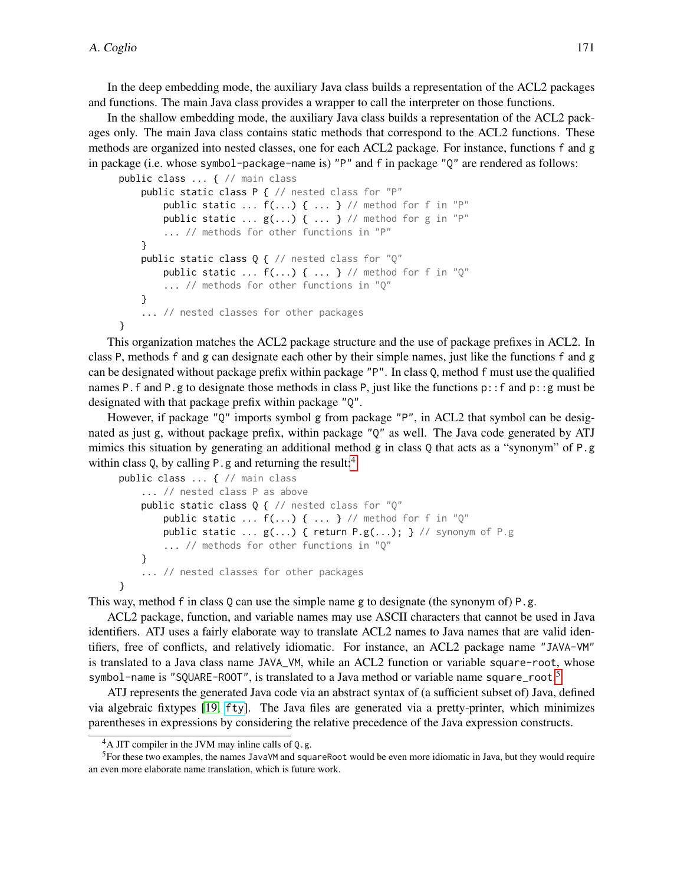In the deep embedding mode, the auxiliary Java class builds a representation of the ACL2 packages and functions. The main Java class provides a wrapper to call the interpreter on those functions.

In the shallow embedding mode, the auxiliary Java class builds a representation of the ACL2 packages only. The main Java class contains static methods that correspond to the ACL2 functions. These methods are organized into nested classes, one for each ACL2 package. For instance, functions `f` and `g` in package (i.e. whose `symbol-package-name` is) `"P"` and `f` in package `"Q"` are rendered as follows:

```
public class ... { // main class
    public static class P { // nested class for "P"
        public static ... f(...) { ... } // method for f in "P"
        public static ... g(...) { ... } // method for g in "P"
        ... // methods for other functions in "P"
    }
    public static class Q { // nested class for "Q"
        public static ... f(...) { ... } // method for f in "Q"
        ... // methods for other functions in "Q"
    }
    ... // nested classes for other packages
}
```

This organization matches the ACL2 package structure and the use of package prefixes in ACL2. In class `P`, methods `f` and `g` can designate each other by their simple names, just like the functions `f` and `g` can be designated without package prefix within package `"P"`. In class `Q`, method `f` must use the qualified names `P.f` and `P.g` to designate those methods in class `P`, just like the functions `p::f` and `p::g` must be designated with that package prefix within package `"Q"`.

However, if package `"Q"` imports symbol `g` from package `"P"`, in ACL2 that symbol can be designated as just `g`, without package prefix, within package `"Q"` as well. The Java code generated by ATJ mimics this situation by generating an additional method `g` in class `Q` that acts as a "synonym" of `P.g` within class `Q`, by calling `P.g` and returning the result:[4]

```
public class ... { // main class
    ... // nested class P as above
    public static class Q { // nested class for "Q"
        public static ... f(...) { ... } // method for f in "Q"
        public static ... g(...) { return P.g(...); } // synonym of P.g
        ... // methods for other functions in "Q"
    }
    ... // nested classes for other packages
}
```

This way, method `f` in class `Q` can use the simple name `g` to designate (the synonym of) `P.g`.

ACL2 package, function, and variable names may use ASCII characters that cannot be used in Java identifiers. ATJ uses a fairly elaborate way to translate ACL2 names to Java names that are valid identifiers, free of conflicts, and relatively idiomatic. For instance, an ACL2 package name `"JAVA-VM"` is translated to a Java class name `JAVA_VM`, while an ACL2 function or variable `square-root`, whose `symbol-name` is `"SQUARE-ROOT"`, is translated to a Java method or variable name `square_root`.[5]

ATJ represents the generated Java code via an abstract syntax of (a sufficient subset of) Java, defined via algebraic fixtypes [19, fty]. The Java files are generated via a pretty-printer, which minimizes parentheses in expressions by considering the relative precedence of the Java expression constructs.

[4] A JIT compiler in the JVM may inline calls of `Q.g`.

[5] For these two examples, the names `JavaVM` and `squareRoot` would be even more idiomatic in Java, but they would require an even more elaborate name translation, which is future work.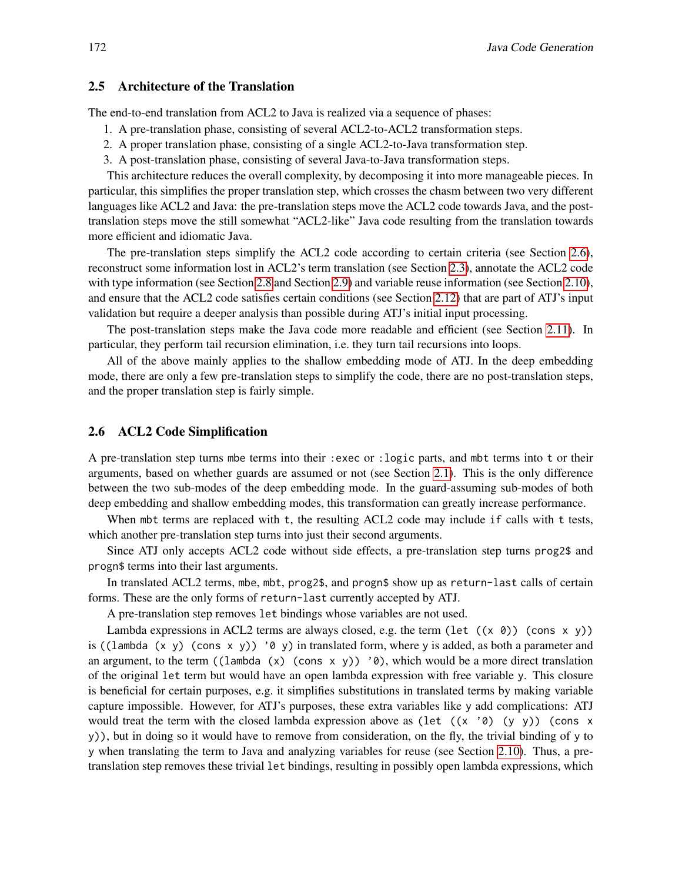## 2.5 Architecture of the Translation

The end-to-end translation from ACL2 to Java is realized via a sequence of phases:

1. A pre-translation phase, consisting of several ACL2-to-ACL2 transformation steps.
2. A proper translation phase, consisting of a single ACL2-to-Java transformation step.
3. A post-translation phase, consisting of several Java-to-Java transformation steps.

This architecture reduces the overall complexity, by decomposing it into more manageable pieces. In particular, this simplifies the proper translation step, which crosses the chasm between two very different languages like ACL2 and Java: the pre-translation steps move the ACL2 code towards Java, and the post-translation steps move the still somewhat "ACL2-like" Java code resulting from the translation towards more efficient and idiomatic Java.

The pre-translation steps simplify the ACL2 code according to certain criteria (see Section 2.6), reconstruct some information lost in ACL2's term translation (see Section 2.3), annotate the ACL2 code with type information (see Section 2.8 and Section 2.9) and variable reuse information (see Section 2.10), and ensure that the ACL2 code satisfies certain conditions (see Section 2.12) that are part of ATJ's input validation but require a deeper analysis than possible during ATJ's initial input processing.

The post-translation steps make the Java code more readable and efficient (see Section 2.11). In particular, they perform tail recursion elimination, i.e. they turn tail recursions into loops.

All of the above mainly applies to the shallow embedding mode of ATJ. In the deep embedding mode, there are only a few pre-translation steps to simplify the code, there are no post-translation steps, and the proper translation step is fairly simple.

## 2.6 ACL2 Code Simplification

A pre-translation step turns `mbe` terms into their `:exec` or `:logic` parts, and `mbt` terms into `t` or their arguments, based on whether guards are assumed or not (see Section 2.1). This is the only difference between the two sub-modes of the deep embedding mode. In the guard-assuming sub-modes of both deep embedding and shallow embedding modes, this transformation can greatly increase performance.

When `mbt` terms are replaced with `t`, the resulting ACL2 code may include `if` calls with `t` tests, which another pre-translation step turns into just their second arguments.

Since ATJ only accepts ACL2 code without side effects, a pre-translation step turns `prog2$` and `progn$` terms into their last arguments.

In translated ACL2 terms, `mbe`, `mbt`, `prog2$`, and `progn$` show up as `return-last` calls of certain forms. These are the only forms of `return-last` currently accepted by ATJ.

A pre-translation step removes `let` bindings whose variables are not used.

Lambda expressions in ACL2 terms are always closed, e.g. the term `(let ((x 0)) (cons x y))` is `((lambda (x y) (cons x y)) '0 y)` in translated form, where `y` is added, as both a parameter and an argument, to the term `((lambda (x) (cons x y)) '0)`, which would be a more direct translation of the original `let` term but would have an open lambda expression with free variable `y`. This closure is beneficial for certain purposes, e.g. it simplifies substitutions in translated terms by making variable capture impossible. However, for ATJ's purposes, these extra variables like `y` add complications: ATJ would treat the term with the closed lambda expression above as `(let ((x '0) (y y)) (cons x y))`, but in doing so it would have to remove from consideration, on the fly, the trivial binding of `y` to `y` when translating the term to Java and analyzing variables for reuse (see Section 2.10). Thus, a pre-translation step removes these trivial `let` bindings, resulting in possibly open lambda expressions, which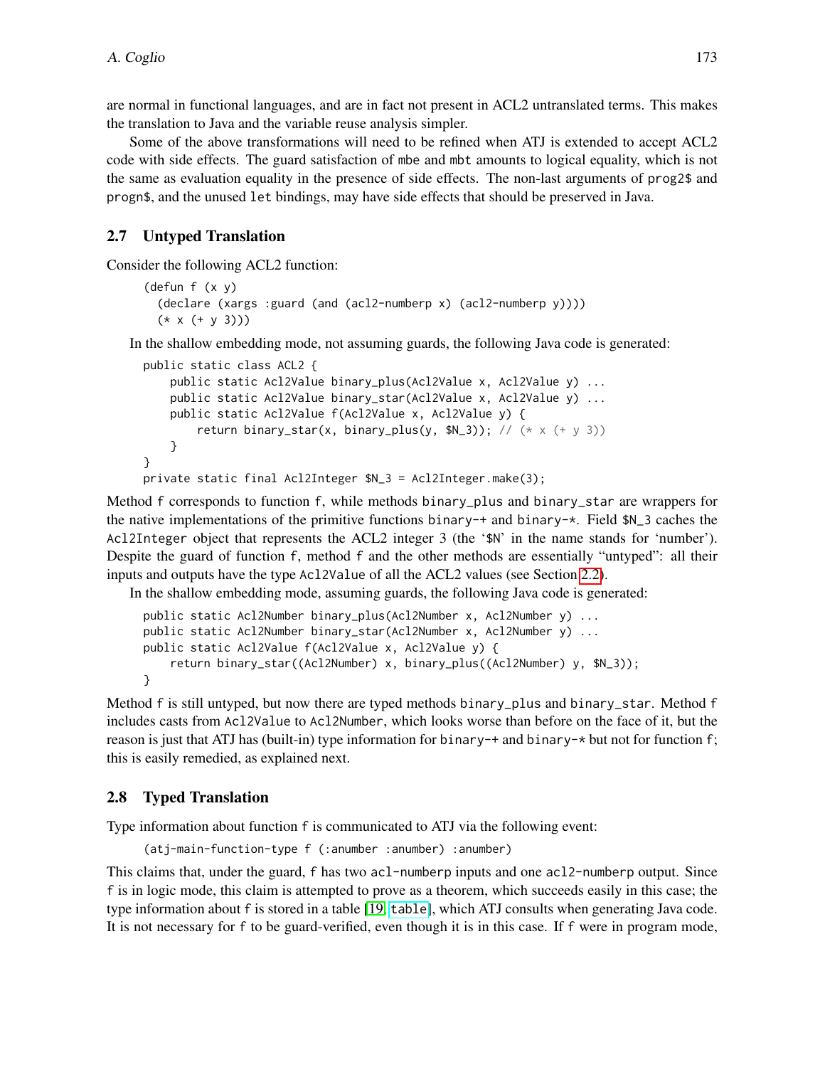are normal in functional languages, and are in fact not present in ACL2 untranslated terms. This makes the translation to Java and the variable reuse analysis simpler.

Some of the above transformations will need to be refined when ATJ is extended to accept ACL2 code with side effects. The guard satisfaction of mbe and mbt amounts to logical equality, which is not the same as evaluation equality in the presence of side effects. The non-last arguments of prog2$ and progn$, and the unused let bindings, may have side effects that should be preserved in Java.

## 2.7 Untyped Translation

Consider the following ACL2 function:

```
(defun f (x y)
  (declare (xargs :guard (and (acl2-numberp x) (acl2-numberp y))))
  (* x (+ y 3)))
```

In the shallow embedding mode, not assuming guards, the following Java code is generated:

```
public static class ACL2 {
    public static Acl2Value binary_plus(Acl2Value x, Acl2Value y) ...
    public static Acl2Value binary_star(Acl2Value x, Acl2Value y) ...
    public static Acl2Value f(Acl2Value x, Acl2Value y) {
        return binary_star(x, binary_plus(y, $N_3)); // (* x (+ y 3))
    }
}
private static final Acl2Integer $N_3 = Acl2Integer.make(3);
```

Method f corresponds to function f, while methods binary_plus and binary_star are wrappers for the native implementations of the primitive functions binary-+ and binary-*. Field $N_3 caches the Acl2Integer object that represents the ACL2 integer 3 (the '$N' in the name stands for 'number'). Despite the guard of function f, method f and the other methods are essentially "untyped": all their inputs and outputs have the type Acl2Value of all the ACL2 values (see Section 2.2).

In the shallow embedding mode, assuming guards, the following Java code is generated:

```
public static Acl2Number binary_plus(Acl2Number x, Acl2Number y) ...
public static Acl2Number binary_star(Acl2Number x, Acl2Number y) ...
public static Acl2Value f(Acl2Value x, Acl2Value y) {
    return binary_star((Acl2Number) x, binary_plus((Acl2Number) y, $N_3));
}
```

Method f is still untyped, but now there are typed methods binary_plus and binary_star. Method f includes casts from Acl2Value to Acl2Number, which looks worse than before on the face of it, but the reason is just that ATJ has (built-in) type information for binary-+ and binary-* but not for function f; this is easily remedied, as explained next.

## 2.8 Typed Translation

Type information about function f is communicated to ATJ via the following event:

```
(atj-main-function-type f (:anumber :anumber) :anumber)
```

This claims that, under the guard, f has two acl2-numberp inputs and one acl2-numberp output. Since f is in logic mode, this claim is attempted to prove as a theorem, which succeeds easily in this case; the type information about f is stored in a table [19, table], which ATJ consults when generating Java code. It is not necessary for f to be guard-verified, even though it is in this case. If f were in program mode,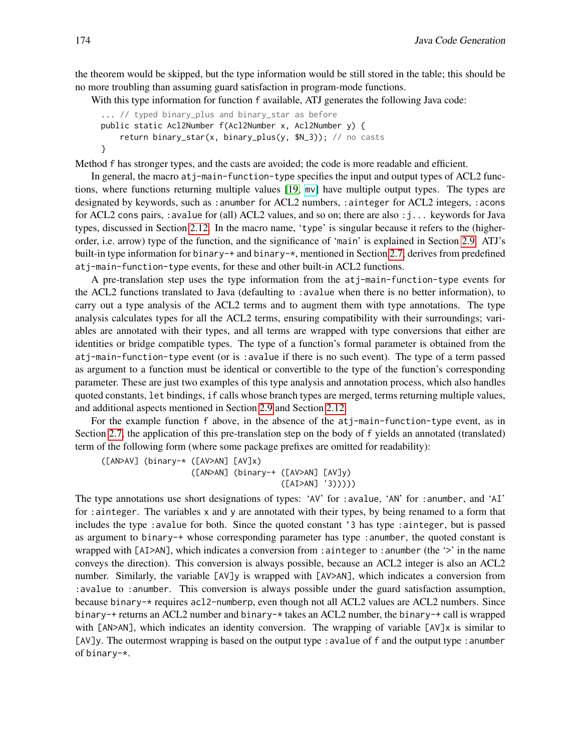the theorem would be skipped, but the type information would be still stored in the table; this should be no more troubling than assuming guard satisfaction in program-mode functions.

With this type information for function f available, ATJ generates the following Java code:

```
... // typed binary_plus and binary_star as before
public static Acl2Number f(Acl2Number x, Acl2Number y) {
    return binary_star(x, binary_plus(y, $N_3)); // no casts
}
```

Method f has stronger types, and the casts are avoided; the code is more readable and efficient.

In general, the macro atj-main-function-type specifies the input and output types of ACL2 functions, where functions returning multiple values [19, mv] have multiple output types. The types are designated by keywords, such as :anumber for ACL2 numbers, :ainteger for ACL2 integers, :acons for ACL2 cons pairs, :avalue for (all) ACL2 values, and so on; there are also :j... keywords for Java types, discussed in Section 2.12. In the macro name, 'type' is singular because it refers to the (higher-order, i.e. arrow) type of the function, and the significance of 'main' is explained in Section 2.9. ATJ's built-in type information for binary-+ and binary-*, mentioned in Section 2.7, derives from predefined atj-main-function-type events, for these and other built-in ACL2 functions.

A pre-translation step uses the type information from the atj-main-function-type events for the ACL2 functions translated to Java (defaulting to :avalue when there is no better information), to carry out a type analysis of the ACL2 terms and to augment them with type annotations. The type analysis calculates types for all the ACL2 terms, ensuring compatibility with their surroundings; variables are annotated with their types, and all terms are wrapped with type conversions that either are identities or bridge compatible types. The type of a function's formal parameter is obtained from the atj-main-function-type event (or is :avalue if there is no such event). The type of a term passed as argument to a function must be identical or convertible to the type of the function's corresponding parameter. These are just two examples of this type analysis and annotation process, which also handles quoted constants, let bindings, if calls whose branch types are merged, terms returning multiple values, and additional aspects mentioned in Section 2.9 and Section 2.12.

For the example function f above, in the absence of the atj-main-function-type event, as in Section 2.7, the application of this pre-translation step on the body of f yields an annotated (translated) term of the following form (where some package prefixes are omitted for readability):

```
([AN>AV] (binary-* ([AV>AN] [AV]x)
                   ([AN>AN] (binary-+ ([AV>AN] [AV]y)
                                      ([AI>AN] '3)))))
```

The type annotations use short designations of types: 'AV' for :avalue, 'AN' for :anumber, and 'AI' for :ainteger. The variables x and y are annotated with their types, by being renamed to a form that includes the type :avalue for both. Since the quoted constant '3 has type :ainteger, but is passed as argument to binary-+ whose corresponding parameter has type :anumber, the quoted constant is wrapped with [AI>AN], which indicates a conversion from :ainteger to :anumber (the '>' in the name conveys the direction). This conversion is always possible, because an ACL2 integer is also an ACL2 number. Similarly, the variable [AV]y is wrapped with [AV>AN], which indicates a conversion from :avalue to :anumber. This conversion is always possible under the guard satisfaction assumption, because binary-* requires acl2-numberp, even though not all ACL2 values are ACL2 numbers. Since binary-+ returns an ACL2 number and binary-* takes an ACL2 number, the binary-+ call is wrapped with [AN>AN], which indicates an identity conversion. The wrapping of variable [AV]x is similar to [AV]y. The outermost wrapping is based on the output type :avalue of f and the output type :anumber of binary-*.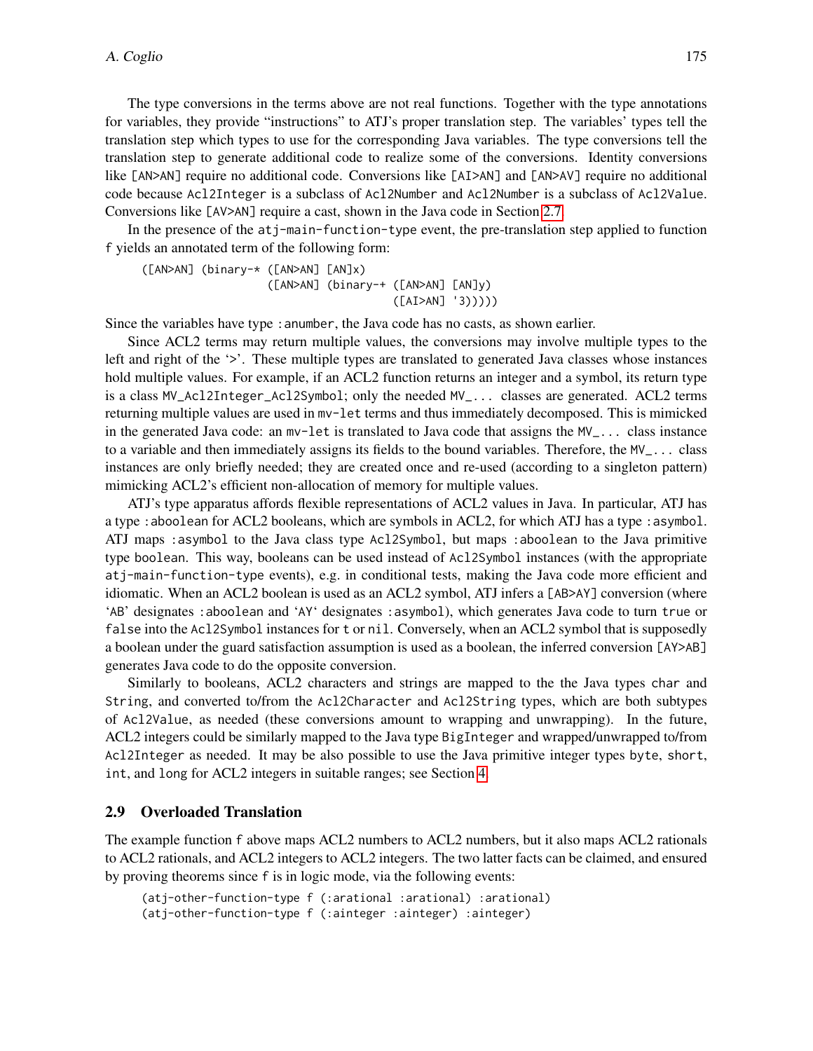The type conversions in the terms above are not real functions. Together with the type annotations for variables, they provide "instructions" to ATJ's proper translation step. The variables' types tell the translation step which types to use for the corresponding Java variables. The type conversions tell the translation step to generate additional code to realize some of the conversions. Identity conversions like [AN>AN] require no additional code. Conversions like [AI>AN] and [AN>AV] require no additional code because Acl2Integer is a subclass of Acl2Number and Acl2Number is a subclass of Acl2Value. Conversions like [AV>AN] require a cast, shown in the Java code in Section 2.7.

In the presence of the atj-main-function-type event, the pre-translation step applied to function f yields an annotated term of the following form:

```
([AN>AN] (binary-* ([AN>AN] [AN]x)
                   ([AN>AN] (binary-+ ([AN>AN] [AN]y)
                                      ([AI>AN] '3)))))
```

Since the variables have type :anumber, the Java code has no casts, as shown earlier.

Since ACL2 terms may return multiple values, the conversions may involve multiple types to the left and right of the '>'. These multiple types are translated to generated Java classes whose instances hold multiple values. For example, if an ACL2 function returns an integer and a symbol, its return type is a class MV_Acl2Integer_Acl2Symbol; only the needed MV_... classes are generated. ACL2 terms returning multiple values are used in mv-let terms and thus immediately decomposed. This is mimicked in the generated Java code: an mv-let is translated to Java code that assigns the MV_... class instance to a variable and then immediately assigns its fields to the bound variables. Therefore, the MV_... class instances are only briefly needed; they are created once and re-used (according to a singleton pattern) mimicking ACL2's efficient non-allocation of memory for multiple values.

ATJ's type apparatus affords flexible representations of ACL2 values in Java. In particular, ATJ has a type :aboolean for ACL2 booleans, which are symbols in ACL2, for which ATJ has a type :asymbol. ATJ maps :asymbol to the Java class type Acl2Symbol, but maps :aboolean to the Java primitive type boolean. This way, booleans can be used instead of Acl2Symbol instances (with the appropriate atj-main-function-type events), e.g. in conditional tests, making the Java code more efficient and idiomatic. When an ACL2 boolean is used as an ACL2 symbol, ATJ infers a [AB>AY] conversion (where 'AB' designates :aboolean and 'AY' designates :asymbol), which generates Java code to turn true or false into the Acl2Symbol instances for t or nil. Conversely, when an ACL2 symbol that is supposedly a boolean under the guard satisfaction assumption is used as a boolean, the inferred conversion [AY>AB] generates Java code to do the opposite conversion.

Similarly to booleans, ACL2 characters and strings are mapped to the the Java types char and String, and converted to/from the Acl2Character and Acl2String types, which are both subtypes of Acl2Value, as needed (these conversions amount to wrapping and unwrapping). In the future, ACL2 integers could be similarly mapped to the Java type BigInteger and wrapped/unwrapped to/from Acl2Integer as needed. It may be also possible to use the Java primitive integer types byte, short, int, and long for ACL2 integers in suitable ranges; see Section 4.

### 2.9 Overloaded Translation

The example function f above maps ACL2 numbers to ACL2 numbers, but it also maps ACL2 rationals to ACL2 rationals, and ACL2 integers to ACL2 integers. The two latter facts can be claimed, and ensured by proving theorems since f is in logic mode, via the following events:

```
(atj-other-function-type f (:arational :arational) :arational)
(atj-other-function-type f (:ainteger :ainteger) :ainteger)
```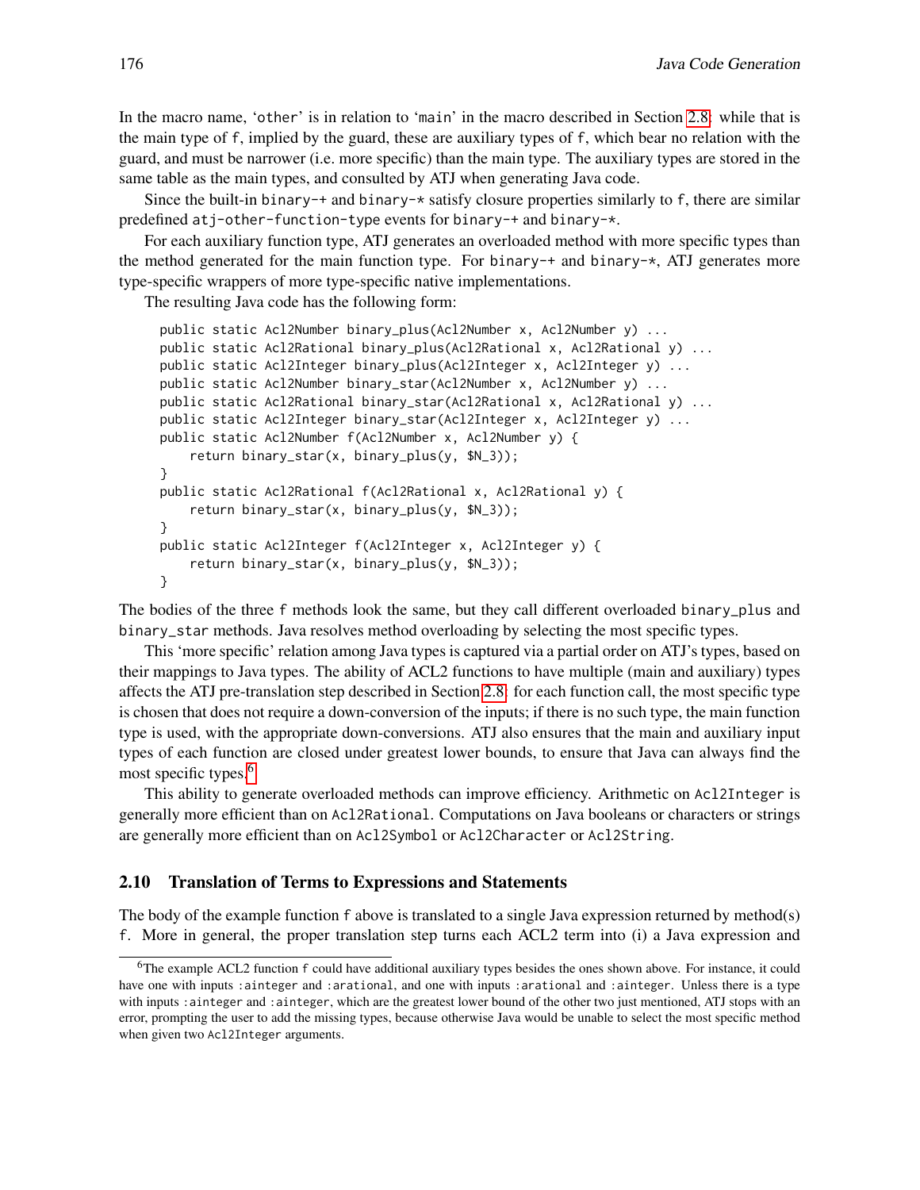In the macro name, 'other' is in relation to 'main' in the macro described in Section 2.8: while that is the main type of f, implied by the guard, these are auxiliary types of f, which bear no relation with the guard, and must be narrower (i.e. more specific) than the main type. The auxiliary types are stored in the same table as the main types, and consulted by ATJ when generating Java code.

Since the built-in binary-+ and binary-* satisfy closure properties similarly to f, there are similar predefined atj-other-function-type events for binary-+ and binary-*.

For each auxiliary function type, ATJ generates an overloaded method with more specific types than the method generated for the main function type. For binary-+ and binary-*, ATJ generates more type-specific wrappers of more type-specific native implementations.

The resulting Java code has the following form:

```
public static Acl2Number binary_plus(Acl2Number x, Acl2Number y) ...
public static Acl2Rational binary_plus(Acl2Rational x, Acl2Rational y) ...
public static Acl2Integer binary_plus(Acl2Integer x, Acl2Integer y) ...
public static Acl2Number binary_star(Acl2Number x, Acl2Number y) ...
public static Acl2Rational binary_star(Acl2Rational x, Acl2Rational y) ...
public static Acl2Integer binary_star(Acl2Integer x, Acl2Integer y) ...
public static Acl2Number f(Acl2Number x, Acl2Number y) {
    return binary_star(x, binary_plus(y, $N_3));
}
public static Acl2Rational f(Acl2Rational x, Acl2Rational y) {
    return binary_star(x, binary_plus(y, $N_3));
}
public static Acl2Integer f(Acl2Integer x, Acl2Integer y) {
    return binary_star(x, binary_plus(y, $N_3));
}
```

The bodies of the three f methods look the same, but they call different overloaded binary_plus and binary_star methods. Java resolves method overloading by selecting the most specific types.

This 'more specific' relation among Java types is captured via a partial order on ATJ's types, based on their mappings to Java types. The ability of ACL2 functions to have multiple (main and auxiliary) types affects the ATJ pre-translation step described in Section 2.8: for each function call, the most specific type is chosen that does not require a down-conversion of the inputs; if there is no such type, the main function type is used, with the appropriate down-conversions. ATJ also ensures that the main and auxiliary input types of each function are closed under greatest lower bounds, to ensure that Java can always find the most specific types.[6]

This ability to generate overloaded methods can improve efficiency. Arithmetic on Acl2Integer is generally more efficient than on Acl2Rational. Computations on Java booleans or characters or strings are generally more efficient than on Acl2Symbol or Acl2Character or Acl2String.

## 2.10 Translation of Terms to Expressions and Statements

The body of the example function f above is translated to a single Java expression returned by method(s) f. More in general, the proper translation step turns each ACL2 term into (i) a Java expression and

[6] The example ACL2 function f could have additional auxiliary types besides the ones shown above. For instance, it could have one with inputs :ainteger and :arational, and one with inputs :arational and :ainteger. Unless there is a type with inputs :ainteger and :ainteger, which are the greatest lower bound of the other two just mentioned, ATJ stops with an error, prompting the user to add the missing types, because otherwise Java would be unable to select the most specific method when given two Acl2Integer arguments.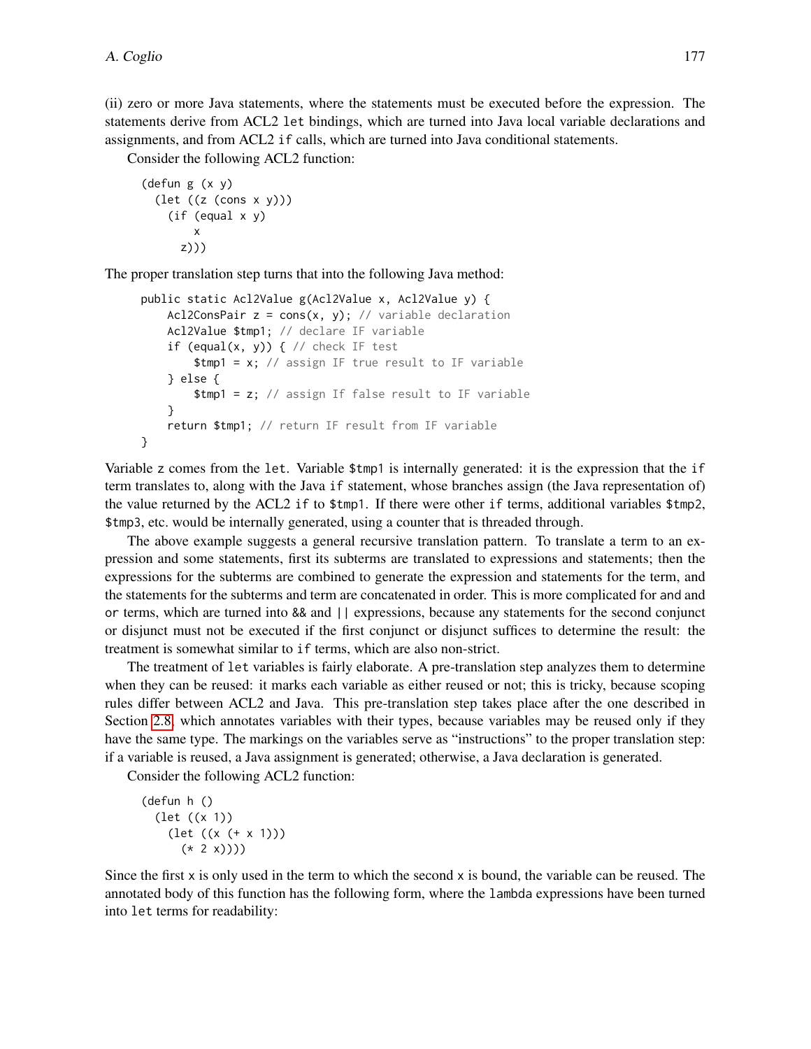(ii) zero or more Java statements, where the statements must be executed before the expression. The statements derive from ACL2 let bindings, which are turned into Java local variable declarations and assignments, and from ACL2 if calls, which are turned into Java conditional statements.

Consider the following ACL2 function:

```
(defun g (x y)
  (let ((z (cons x y)))
    (if (equal x y)
        x
      z)))
```

The proper translation step turns that into the following Java method:

```
public static Acl2Value g(Acl2Value x, Acl2Value y) {
    Acl2ConsPair z = cons(x, y); // variable declaration
    Acl2Value $tmp1; // declare IF variable
    if (equal(x, y)) { // check IF test
        $tmp1 = x; // assign IF true result to IF variable
    } else {
        $tmp1 = z; // assign If false result to IF variable
    }
    return $tmp1; // return IF result from IF variable
}
```

Variable z comes from the let. Variable $tmp1 is internally generated: it is the expression that the if term translates to, along with the Java if statement, whose branches assign (the Java representation of) the value returned by the ACL2 if to $tmp1. If there were other if terms, additional variables $tmp2, $tmp3, etc. would be internally generated, using a counter that is threaded through.

The above example suggests a general recursive translation pattern. To translate a term to an expression and some statements, first its subterms are translated to expressions and statements; then the expressions for the subterms are combined to generate the expression and statements for the term, and the statements for the subterms and term are concatenated in order. This is more complicated for and and or terms, which are turned into && and || expressions, because any statements for the second conjunct or disjunct must not be executed if the first conjunct or disjunct suffices to determine the result: the treatment is somewhat similar to if terms, which are also non-strict.

The treatment of let variables is fairly elaborate. A pre-translation step analyzes them to determine when they can be reused: it marks each variable as either reused or not; this is tricky, because scoping rules differ between ACL2 and Java. This pre-translation step takes place after the one described in Section 2.8, which annotates variables with their types, because variables may be reused only if they have the same type. The markings on the variables serve as "instructions" to the proper translation step: if a variable is reused, a Java assignment is generated; otherwise, a Java declaration is generated.

Consider the following ACL2 function:

```
(defun h ()
  (let ((x 1))
    (let ((x (+ x 1)))
      (* 2 x))))
```

Since the first x is only used in the term to which the second x is bound, the variable can be reused. The annotated body of this function has the following form, where the lambda expressions have been turned into let terms for readability: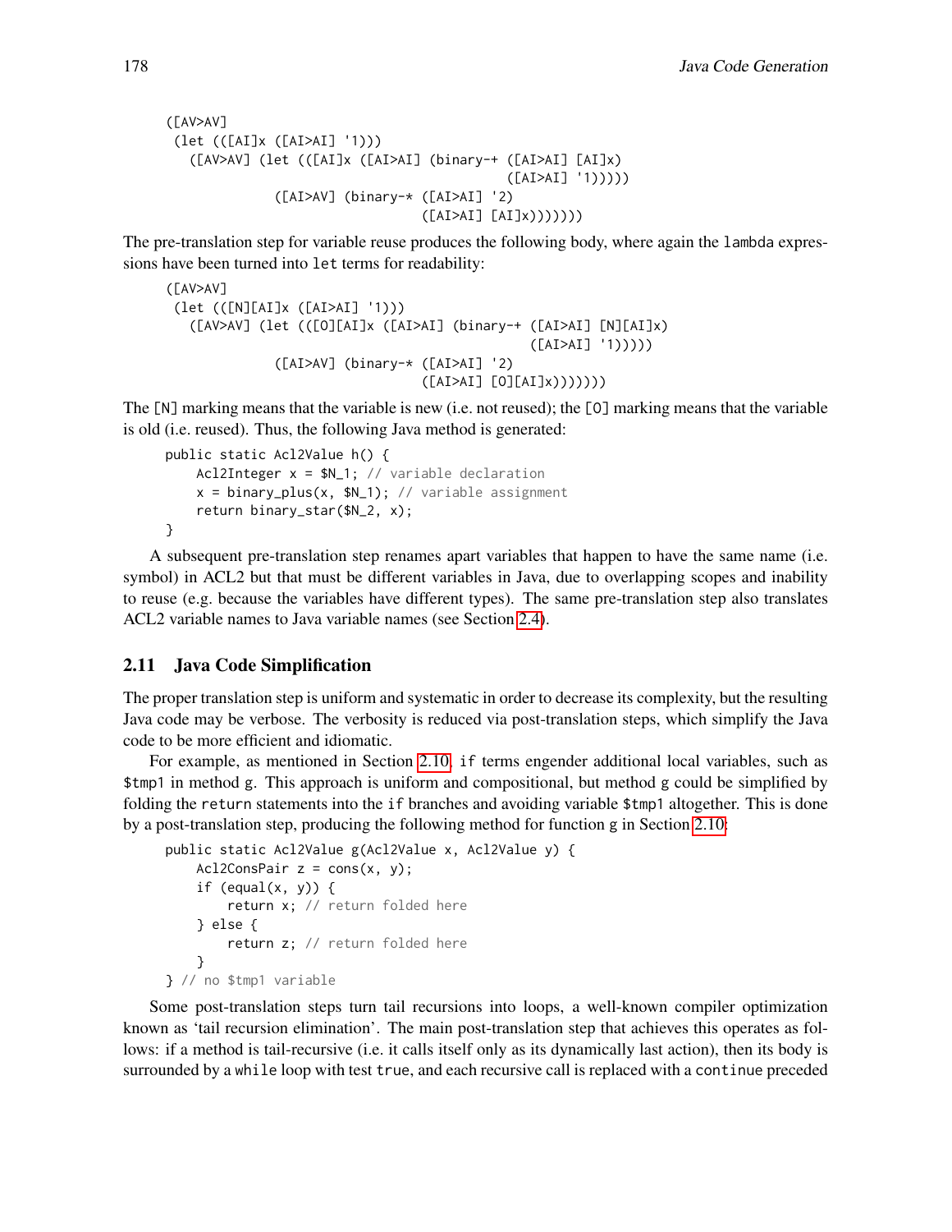```
([AV>AV]
 (let (([AI]x ([AI>AI] '1)))
   ([AV>AV] (let (([AI]x ([AI>AI] (binary-+ ([AI>AI] [AI]x)
                                             ([AI>AI] '1)))))
              ([AV>AV] (binary-* ([AI>AI] '2)
                                 ([AI>AI] [AI]x)))))))
```

The pre-translation step for variable reuse produces the following body, where again the `lambda` expressions have been turned into `let` terms for readability:

```
([AV>AV]
 (let (([N][AI]x ([AI>AI] '1)))
   ([AV>AV] (let (([O][AI]x ([AI>AI] (binary-+ ([AI>AI] [N][AI]x)
                                                ([AI>AI] '1)))))
              ([AV>AV] (binary-* ([AI>AI] '2)
                                 ([AI>AI] [O][AI]x)))))))
```

The `[N]` marking means that the variable is new (i.e. not reused); the `[O]` marking means that the variable is old (i.e. reused). Thus, the following Java method is generated:

```
public static Acl2Value h() {
    Acl2Integer x = $N_1; // variable declaration
    x = binary_plus(x, $N_1); // variable assignment
    return binary_star($N_2, x);
}
```

A subsequent pre-translation step renames apart variables that happen to have the same name (i.e. symbol) in ACL2 but that must be different variables in Java, due to overlapping scopes and inability to reuse (e.g. because the variables have different types). The same pre-translation step also translates ACL2 variable names to Java variable names (see Section 2.4).

## 2.11 Java Code Simplification

The proper translation step is uniform and systematic in order to decrease its complexity, but the resulting Java code may be verbose. The verbosity is reduced via post-translation steps, which simplify the Java code to be more efficient and idiomatic.

For example, as mentioned in Section 2.10, `if` terms engender additional local variables, such as `$tmp1` in method `g`. This approach is uniform and compositional, but method `g` could be simplified by folding the `return` statements into the `if` branches and avoiding variable `$tmp1` altogether. This is done by a post-translation step, producing the following method for function `g` in Section 2.10:

```
public static Acl2Value g(Acl2Value x, Acl2Value y) {
    Acl2ConsPair z = cons(x, y);
    if (equal(x, y)) {
        return x; // return folded here
    } else {
        return z; // return folded here
    }
} // no $tmp1 variable
```

Some post-translation steps turn tail recursions into loops, a well-known compiler optimization known as 'tail recursion elimination'. The main post-translation step that achieves this operates as follows: if a method is tail-recursive (i.e. it calls itself only as its dynamically last action), then its body is surrounded by a `while` loop with test `true`, and each recursive call is replaced with a `continue` preceded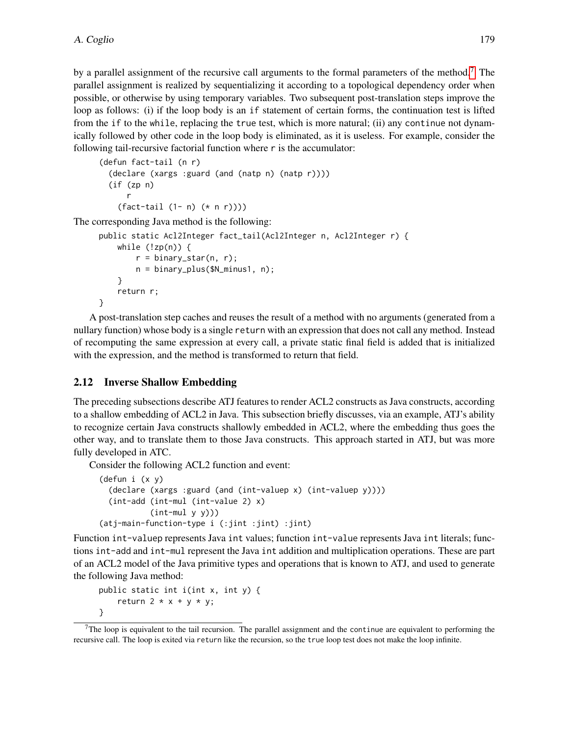by a parallel assignment of the recursive call arguments to the formal parameters of the method.[7] The parallel assignment is realized by sequentializing it according to a topological dependency order when possible, or otherwise by using temporary variables. Two subsequent post-translation steps improve the loop as follows: (i) if the loop body is an `if` statement of certain forms, the continuation test is lifted from the `if` to the `while`, replacing the `true` test, which is more natural; (ii) any `continue` not dynamically followed by other code in the loop body is eliminated, as it is useless. For example, consider the following tail-recursive factorial function where `r` is the accumulator:

```
(defun fact-tail (n r)
  (declare (xargs :guard (and (natp n) (natp r))))
  (if (zp n)
      r
    (fact-tail (1- n) (* n r))))
```

The corresponding Java method is the following:

```
public static Acl2Integer fact_tail(Acl2Integer n, Acl2Integer r) {
    while (!zp(n)) {
        r = binary_star(n, r);
        n = binary_plus($N_minus1, n);
    }
    return r;
}
```

A post-translation step caches and reuses the result of a method with no arguments (generated from a nullary function) whose body is a single `return` with an expression that does not call any method. Instead of recomputing the same expression at every call, a private static final field is added that is initialized with the expression, and the method is transformed to return that field.

## 2.12 Inverse Shallow Embedding

The preceding subsections describe ATJ features to render ACL2 constructs as Java constructs, according to a shallow embedding of ACL2 in Java. This subsection briefly discusses, via an example, ATJ's ability to recognize certain Java constructs shallowly embedded in ACL2, where the embedding thus goes the other way, and to translate them to those Java constructs. This approach started in ATJ, but was more fully developed in ATC.

Consider the following ACL2 function and event:

```
(defun i (x y)
  (declare (xargs :guard (and (int-valuep x) (int-valuep y))))
  (int-add (int-mul (int-value 2) x)
           (int-mul y y)))
(atj-main-function-type i (:jint :jint) :jint)
```

Function `int-valuep` represents Java `int` values; function `int-value` represents Java `int` literals; functions `int-add` and `int-mul` represent the Java `int` addition and multiplication operations. These are part of an ACL2 model of the Java primitive types and operations that is known to ATJ, and used to generate the following Java method:

```
public static int i(int x, int y) {
    return 2 * x + y * y;
}
```

[7] The loop is equivalent to the tail recursion. The parallel assignment and the `continue` are equivalent to performing the recursive call. The loop is exited via `return` like the recursion, so the `true` loop test does not make the loop infinite.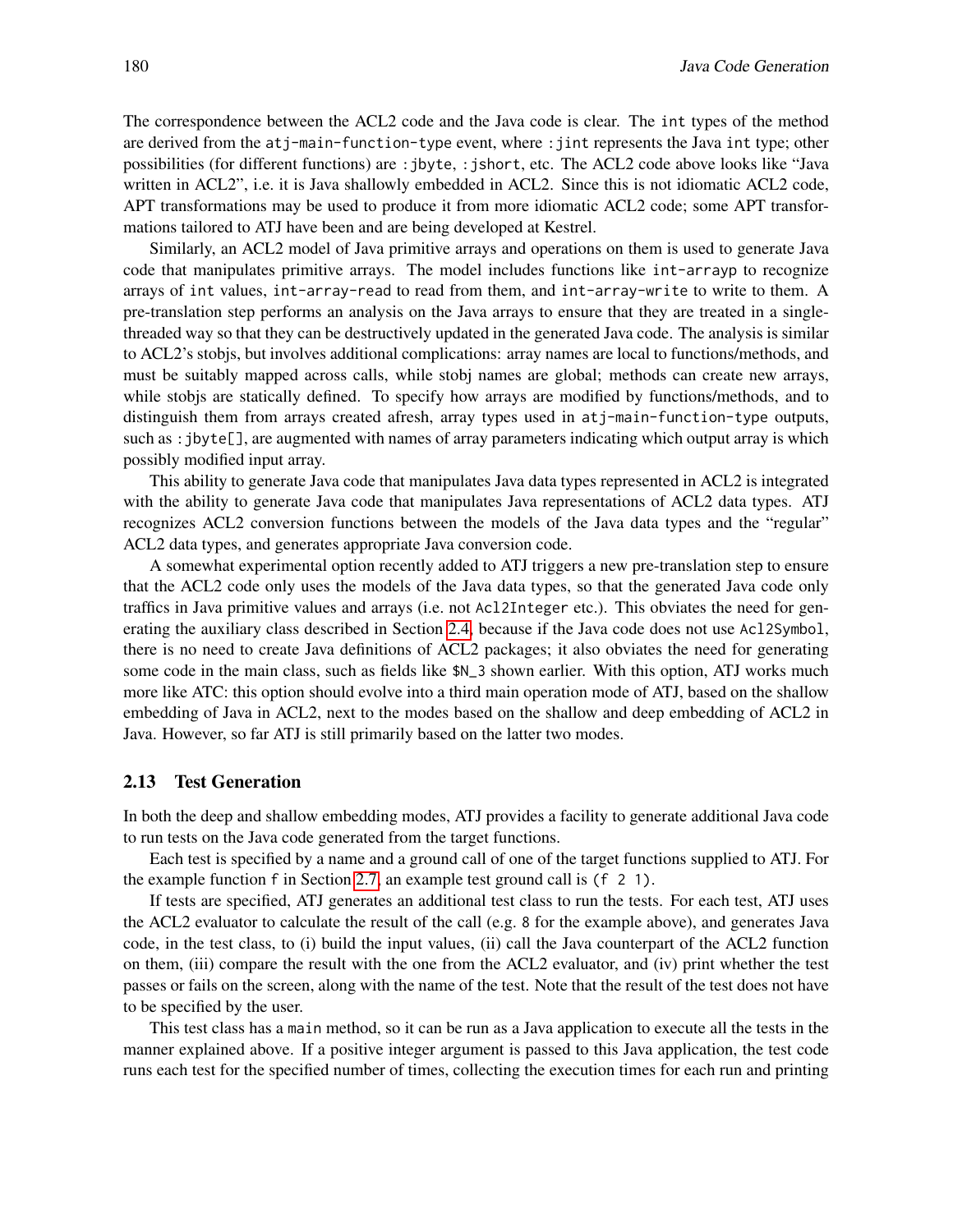The correspondence between the ACL2 code and the Java code is clear. The `int` types of the method are derived from the `atj-main-function-type` event, where `:jint` represents the Java `int` type; other possibilities (for different functions) are `:jbyte`, `:jshort`, etc. The ACL2 code above looks like "Java written in ACL2", i.e. it is Java shallowly embedded in ACL2. Since this is not idiomatic ACL2 code, APT transformations may be used to produce it from more idiomatic ACL2 code; some APT transformations tailored to ATJ have been and are being developed at Kestrel.

Similarly, an ACL2 model of Java primitive arrays and operations on them is used to generate Java code that manipulates primitive arrays. The model includes functions like `int-arrayp` to recognize arrays of `int` values, `int-array-read` to read from them, and `int-array-write` to write to them. A pre-translation step performs an analysis on the Java arrays to ensure that they are treated in a single-threaded way so that they can be destructively updated in the generated Java code. The analysis is similar to ACL2's stobjs, but involves additional complications: array names are local to functions/methods, and must be suitably mapped across calls, while stobj names are global; methods can create new arrays, while stobjs are statically defined. To specify how arrays are modified by functions/methods, and to distinguish them from arrays created afresh, array types used in `atj-main-function-type` outputs, such as `:jbyte[]`, are augmented with names of array parameters indicating which output array is which possibly modified input array.

This ability to generate Java code that manipulates Java data types represented in ACL2 is integrated with the ability to generate Java code that manipulates Java representations of ACL2 data types. ATJ recognizes ACL2 conversion functions between the models of the Java data types and the "regular" ACL2 data types, and generates appropriate Java conversion code.

A somewhat experimental option recently added to ATJ triggers a new pre-translation step to ensure that the ACL2 code only uses the models of the Java data types, so that the generated Java code only traffics in Java primitive values and arrays (i.e. not `Acl2Integer` etc.). This obviates the need for generating the auxiliary class described in Section 2.4, because if the Java code does not use `Acl2Symbol`, there is no need to create Java definitions of ACL2 packages; it also obviates the need for generating some code in the main class, such as fields like `$N_3` shown earlier. With this option, ATJ works much more like ATC: this option should evolve into a third main operation mode of ATJ, based on the shallow embedding of Java in ACL2, next to the modes based on the shallow and deep embedding of ACL2 in Java. However, so far ATJ is still primarily based on the latter two modes.

### 2.13 Test Generation

In both the deep and shallow embedding modes, ATJ provides a facility to generate additional Java code to run tests on the Java code generated from the target functions.

Each test is specified by a name and a ground call of one of the target functions supplied to ATJ. For the example function `f` in Section 2.7, an example test ground call is `(f 2 1)`.

If tests are specified, ATJ generates an additional test class to run the tests. For each test, ATJ uses the ACL2 evaluator to calculate the result of the call (e.g. `8` for the example above), and generates Java code, in the test class, to (i) build the input values, (ii) call the Java counterpart of the ACL2 function on them, (iii) compare the result with the one from the ACL2 evaluator, and (iv) print whether the test passes or fails on the screen, along with the name of the test. Note that the result of the test does not have to be specified by the user.

This test class has a `main` method, so it can be run as a Java application to execute all the tests in the manner explained above. If a positive integer argument is passed to this Java application, the test code runs each test for the specified number of times, collecting the execution times for each run and printing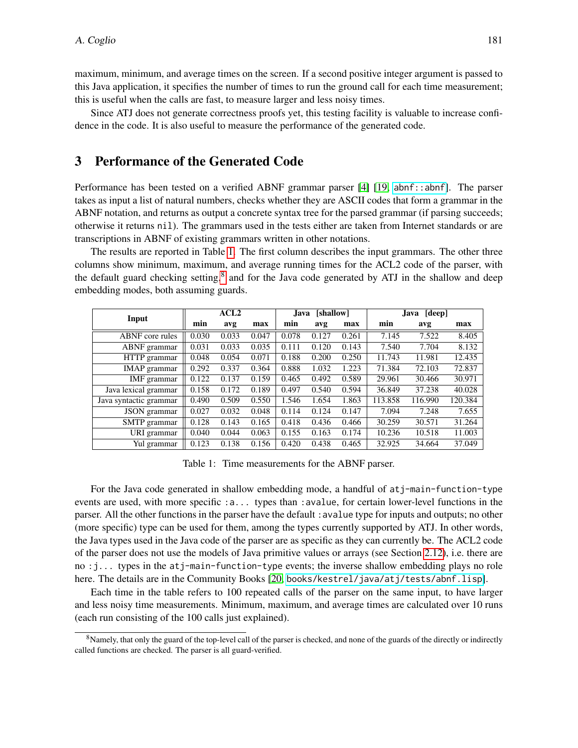maximum, minimum, and average times on the screen. If a second positive integer argument is passed to this Java application, it specifies the number of times to run the ground call for each time measurement; this is useful when the calls are fast, to measure larger and less noisy times.

Since ATJ does not generate correctness proofs yet, this testing facility is valuable to increase confidence in the code. It is also useful to measure the performance of the generated code.

## 3 Performance of the Generated Code

Performance has been tested on a verified ABNF grammar parser [4] [19, `abnf::abnf`]. The parser takes as input a list of natural numbers, checks whether they are ASCII codes that form a grammar in the ABNF notation, and returns as output a concrete syntax tree for the parsed grammar (if parsing succeeds; otherwise it returns `nil`). The grammars used in the tests either are taken from Internet standards or are transcriptions in ABNF of existing grammars written in other notations.

The results are reported in Table 1. The first column describes the input grammars. The other three columns show minimum, maximum, and average running times for the ACL2 code of the parser, with the default guard checking setting,[8] and for the Java code generated by ATJ in the shallow and deep embedding modes, both assuming guards.

| Input | ACL2 | | | Java [shallow] | | | Java [deep] | | |
|---|---|---|---|---|---|---|---|---|---|
| | min | avg | max | min | avg | max | min | avg | max |
| ABNF core rules | 0.030 | 0.033 | 0.047 | 0.078 | 0.127 | 0.261 | 7.145 | 7.522 | 8.405 |
| ABNF grammar | 0.031 | 0.033 | 0.035 | 0.111 | 0.120 | 0.143 | 7.540 | 7.704 | 8.132 |
| HTTP grammar | 0.048 | 0.054 | 0.071 | 0.188 | 0.200 | 0.250 | 11.743 | 11.981 | 12.435 |
| IMAP grammar | 0.292 | 0.337 | 0.364 | 0.888 | 1.032 | 1.223 | 71.384 | 72.103 | 72.837 |
| IMF grammar | 0.122 | 0.137 | 0.159 | 0.465 | 0.492 | 0.589 | 29.961 | 30.466 | 30.971 |
| Java lexical grammar | 0.158 | 0.172 | 0.189 | 0.497 | 0.540 | 0.594 | 36.849 | 37.238 | 40.028 |
| Java syntactic grammar | 0.490 | 0.509 | 0.550 | 1.546 | 1.654 | 1.863 | 113.858 | 116.990 | 120.384 |
| JSON grammar | 0.027 | 0.032 | 0.048 | 0.114 | 0.124 | 0.147 | 7.094 | 7.248 | 7.655 |
| SMTP grammar | 0.128 | 0.143 | 0.165 | 0.418 | 0.436 | 0.466 | 30.259 | 30.571 | 31.264 |
| URI grammar | 0.040 | 0.044 | 0.063 | 0.155 | 0.163 | 0.174 | 10.236 | 10.518 | 11.003 |
| Yul grammar | 0.123 | 0.138 | 0.156 | 0.420 | 0.438 | 0.465 | 32.925 | 34.664 | 37.049 |

Table 1: Time measurements for the ABNF parser.

For the Java code generated in shallow embedding mode, a handful of `atj-main-function-type` events are used, with more specific `:a...` types than `:avalue`, for certain lower-level functions in the parser. All the other functions in the parser have the default `:avalue` type for inputs and outputs; no other (more specific) type can be used for them, among the types currently supported by ATJ. In other words, the Java types used in the Java code of the parser are as specific as they can currently be. The ACL2 code of the parser does not use the models of Java primitive values or arrays (see Section 2.12), i.e. there are no `:j...` types in the `atj-main-function-type` events; the inverse shallow embedding plays no role here. The details are in the Community Books [20, `books/kestrel/java/atj/tests/abnf.lisp`].

Each time in the table refers to 100 repeated calls of the parser on the same input, to have larger and less noisy time measurements. Minimum, maximum, and average times are calculated over 10 runs (each run consisting of the 100 calls just explained).

[8] Namely, that only the guard of the top-level call of the parser is checked, and none of the guards of the directly or indirectly called functions are checked. The parser is all guard-verified.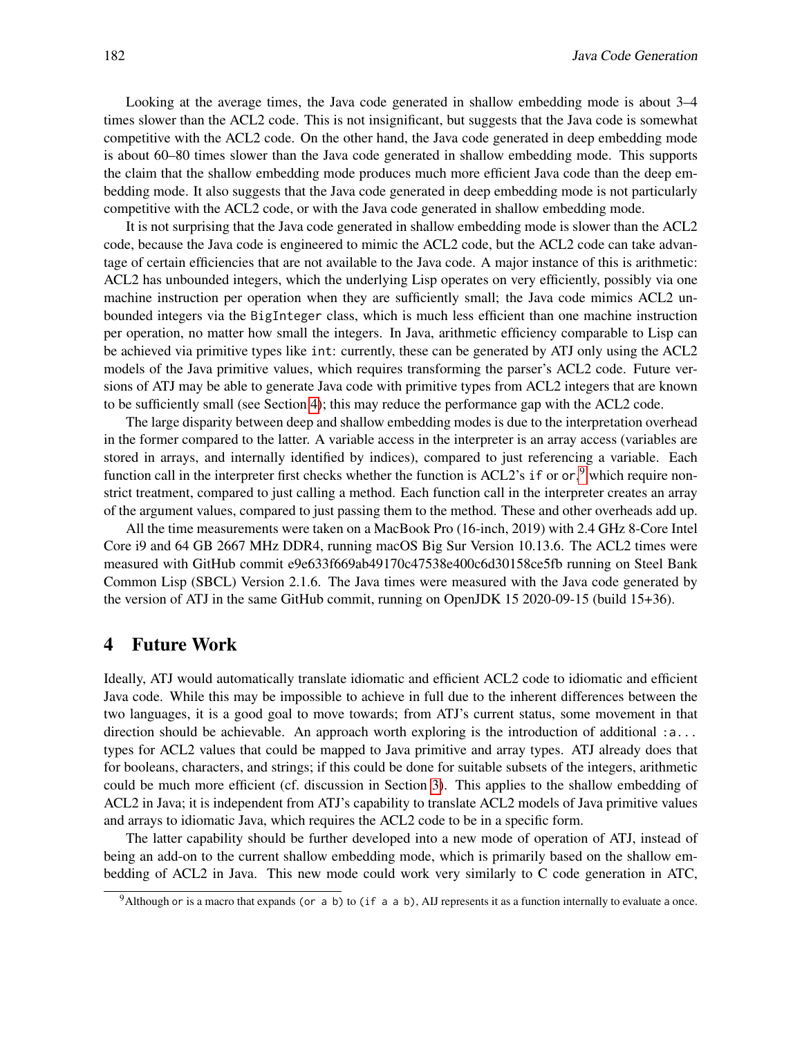Looking at the average times, the Java code generated in shallow embedding mode is about 3–4 times slower than the ACL2 code. This is not insignificant, but suggests that the Java code is somewhat competitive with the ACL2 code. On the other hand, the Java code generated in deep embedding mode is about 60–80 times slower than the Java code generated in shallow embedding mode. This supports the claim that the shallow embedding mode produces much more efficient Java code than the deep embedding mode. It also suggests that the Java code generated in deep embedding mode is not particularly competitive with the ACL2 code, or with the Java code generated in shallow embedding mode.

It is not surprising that the Java code generated in shallow embedding mode is slower than the ACL2 code, because the Java code is engineered to mimic the ACL2 code, but the ACL2 code can take advantage of certain efficiencies that are not available to the Java code. A major instance of this is arithmetic: ACL2 has unbounded integers, which the underlying Lisp operates on very efficiently, possibly via one machine instruction per operation when they are sufficiently small; the Java code mimics ACL2 unbounded integers via the `BigInteger` class, which is much less efficient than one machine instruction per operation, no matter how small the integers. In Java, arithmetic efficiency comparable to Lisp can be achieved via primitive types like `int`: currently, these can be generated by ATJ only using the ACL2 models of the Java primitive values, which requires transforming the parser's ACL2 code. Future versions of ATJ may be able to generate Java code with primitive types from ACL2 integers that are known to be sufficiently small (see Section 4); this may reduce the performance gap with the ACL2 code.

The large disparity between deep and shallow embedding modes is due to the interpretation overhead in the former compared to the latter. A variable access in the interpreter is an array access (variables are stored in arrays, and internally identified by indices), compared to just referencing a variable. Each function call in the interpreter first checks whether the function is ACL2's `if` or `or`,[9] which require non-strict treatment, compared to just calling a method. Each function call in the interpreter creates an array of the argument values, compared to just passing them to the method. These and other overheads add up.

All the time measurements were taken on a MacBook Pro (16-inch, 2019) with 2.4 GHz 8-Core Intel Core i9 and 64 GB 2667 MHz DDR4, running macOS Big Sur Version 10.13.6. The ACL2 times were measured with GitHub commit e9e633f669ab49170c47538e400c6d30158ce5fb running on Steel Bank Common Lisp (SBCL) Version 2.1.6. The Java times were measured with the Java code generated by the version of ATJ in the same GitHub commit, running on OpenJDK 15 2020-09-15 (build 15+36).

## 4 Future Work

Ideally, ATJ would automatically translate idiomatic and efficient ACL2 code to idiomatic and efficient Java code. While this may be impossible to achieve in full due to the inherent differences between the two languages, it is a good goal to move towards; from ATJ's current status, some movement in that direction should be achievable. An approach worth exploring is the introduction of additional `:a...` types for ACL2 values that could be mapped to Java primitive and array types. ATJ already does that for booleans, characters, and strings; if this could be done for suitable subsets of the integers, arithmetic could be much more efficient (cf. discussion in Section 3). This applies to the shallow embedding of ACL2 in Java; it is independent from ATJ's capability to translate ACL2 models of Java primitive values and arrays to idiomatic Java, which requires the ACL2 code to be in a specific form.

The latter capability should be further developed into a new mode of operation of ATJ, instead of being an add-on to the current shallow embedding mode, which is primarily based on the shallow embedding of ACL2 in Java. This new mode could work very similarly to C code generation in ATC,

[9] Although `or` is a macro that expands `(or a b)` to `(if a a b)`, AIJ represents it as a function internally to evaluate a once.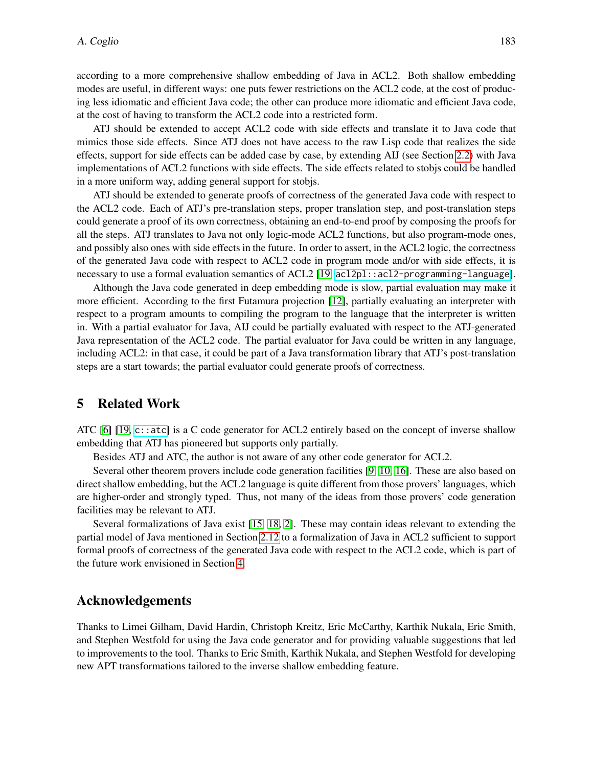according to a more comprehensive shallow embedding of Java in ACL2. Both shallow embedding modes are useful, in different ways: one puts fewer restrictions on the ACL2 code, at the cost of producing less idiomatic and efficient Java code; the other can produce more idiomatic and efficient Java code, at the cost of having to transform the ACL2 code into a restricted form.

ATJ should be extended to accept ACL2 code with side effects and translate it to Java code that mimics those side effects. Since ATJ does not have access to the raw Lisp code that realizes the side effects, support for side effects can be added case by case, by extending AIJ (see Section 2.2) with Java implementations of ACL2 functions with side effects. The side effects related to stobjs could be handled in a more uniform way, adding general support for stobjs.

ATJ should be extended to generate proofs of correctness of the generated Java code with respect to the ACL2 code. Each of ATJ's pre-translation steps, proper translation step, and post-translation steps could generate a proof of its own correctness, obtaining an end-to-end proof by composing the proofs for all the steps. ATJ translates to Java not only logic-mode ACL2 functions, but also program-mode ones, and possibly also ones with side effects in the future. In order to assert, in the ACL2 logic, the correctness of the generated Java code with respect to ACL2 code in program mode and/or with side effects, it is necessary to use a formal evaluation semantics of ACL2 [19, `acl2pl::acl2-programming-language`].

Although the Java code generated in deep embedding mode is slow, partial evaluation may make it more efficient. According to the first Futamura projection [12], partially evaluating an interpreter with respect to a program amounts to compiling the program to the language that the interpreter is written in. With a partial evaluator for Java, AIJ could be partially evaluated with respect to the ATJ-generated Java representation of the ACL2 code. The partial evaluator for Java could be written in any language, including ACL2: in that case, it could be part of a Java transformation library that ATJ's post-translation steps are a start towards; the partial evaluator could generate proofs of correctness.

## 5 Related Work

ATC [6] [19, `c::atc`] is a C code generator for ACL2 entirely based on the concept of inverse shallow embedding that ATJ has pioneered but supports only partially.

Besides ATJ and ATC, the author is not aware of any other code generator for ACL2.

Several other theorem provers include code generation facilities [9, 10, 16]. These are also based on direct shallow embedding, but the ACL2 language is quite different from those provers' languages, which are higher-order and strongly typed. Thus, not many of the ideas from those provers' code generation facilities may be relevant to ATJ.

Several formalizations of Java exist [15, 18, 2]. These may contain ideas relevant to extending the partial model of Java mentioned in Section 2.12 to a formalization of Java in ACL2 sufficient to support formal proofs of correctness of the generated Java code with respect to the ACL2 code, which is part of the future work envisioned in Section 4.

## Acknowledgements

Thanks to Limei Gilham, David Hardin, Christoph Kreitz, Eric McCarthy, Karthik Nukala, Eric Smith, and Stephen Westfold for using the Java code generator and for providing valuable suggestions that led to improvements to the tool. Thanks to Eric Smith, Karthik Nukala, and Stephen Westfold for developing new APT transformations tailored to the inverse shallow embedding feature.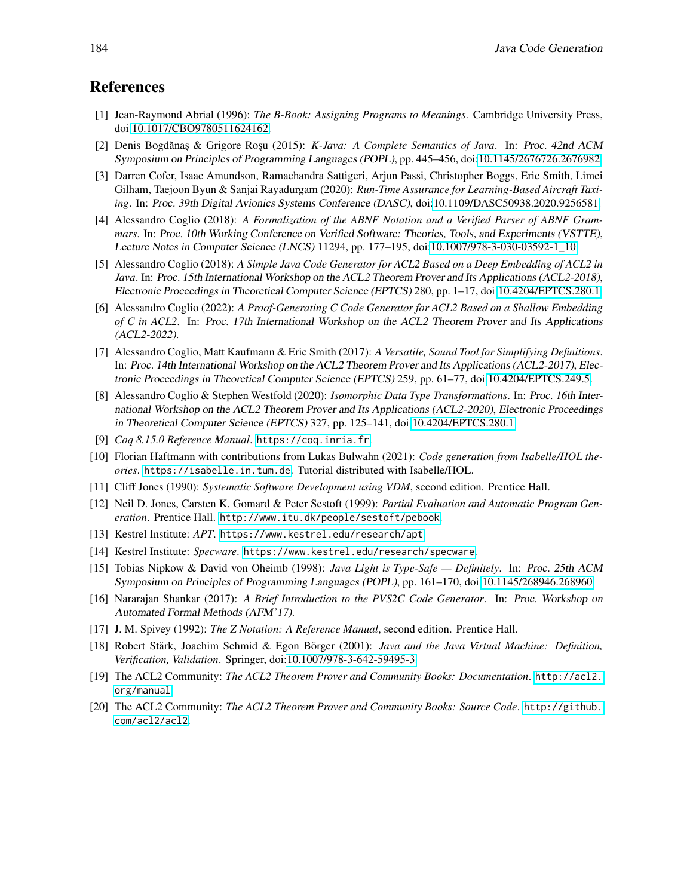## References

[1] Jean-Raymond Abrial (1996): *The B-Book: Assigning Programs to Meanings*. Cambridge University Press, doi:10.1017/CBO9780511624162.

[2] Denis Bogdănaş & Grigore Roşu (2015): *K-Java: A Complete Semantics of Java*. In: Proc. 42nd ACM Symposium on Principles of Programming Languages (POPL), pp. 445–456, doi:10.1145/2676726.2676982.

[3] Darren Cofer, Isaac Amundson, Ramachandra Sattigeri, Arjun Passi, Christopher Boggs, Eric Smith, Limei Gilham, Taejoon Byun & Sanjai Rayadurgam (2020): *Run-Time Assurance for Learning-Based Aircraft Taxiing*. In: Proc. 39th Digital Avionics Systems Conference (DASC), doi:10.1109/DASC50938.2020.9256581.

[4] Alessandro Coglio (2018): *A Formalization of the ABNF Notation and a Verified Parser of ABNF Grammars*. In: Proc. 10th Working Conference on Verified Software: Theories, Tools, and Experiments (VSTTE), Lecture Notes in Computer Science (LNCS) 11294, pp. 177–195, doi:10.1007/978-3-030-03592-1_10.

[5] Alessandro Coglio (2018): *A Simple Java Code Generator for ACL2 Based on a Deep Embedding of ACL2 in Java*. In: Proc. 15th International Workshop on the ACL2 Theorem Prover and Its Applications (ACL2-2018), Electronic Proceedings in Theoretical Computer Science (EPTCS) 280, pp. 1–17, doi:10.4204/EPTCS.280.1.

[6] Alessandro Coglio (2022): *A Proof-Generating C Code Generator for ACL2 Based on a Shallow Embedding of C in ACL2*. In: Proc. 17th International Workshop on the ACL2 Theorem Prover and Its Applications (ACL2-2022).

[7] Alessandro Coglio, Matt Kaufmann & Eric Smith (2017): *A Versatile, Sound Tool for Simplifying Definitions*. In: Proc. 14th International Workshop on the ACL2 Theorem Prover and Its Applications (ACL2-2017), Electronic Proceedings in Theoretical Computer Science (EPTCS) 259, pp. 61–77, doi:10.4204/EPTCS.249.5.

[8] Alessandro Coglio & Stephen Westfold (2020): *Isomorphic Data Type Transformations*. In: Proc. 16th International Workshop on the ACL2 Theorem Prover and Its Applications (ACL2-2020), Electronic Proceedings in Theoretical Computer Science (EPTCS) 327, pp. 125–141, doi:10.4204/EPTCS.280.1.

[9] *Coq 8.15.0 Reference Manual*. `https://coq.inria.fr`.

[10] Florian Haftmann with contributions from Lukas Bulwahn (2021): *Code generation from Isabelle/HOL theories*. `https://isabelle.in.tum.de`. Tutorial distributed with Isabelle/HOL.

[11] Cliff Jones (1990): *Systematic Software Development using VDM*, second edition. Prentice Hall.

[12] Neil D. Jones, Carsten K. Gomard & Peter Sestoft (1999): *Partial Evaluation and Automatic Program Generation*. Prentice Hall. `http://www.itu.dk/people/sestoft/pebook`.

[13] Kestrel Institute: *APT*. `https://www.kestrel.edu/research/apt`.

[14] Kestrel Institute: *Specware*. `https://www.kestrel.edu/research/specware`.

[15] Tobias Nipkow & David von Oheimb (1998): *Java Light is Type-Safe — Definitely*. In: Proc. 25th ACM Symposium on Principles of Programming Languages (POPL), pp. 161–170, doi:10.1145/268946.268960.

[16] Nararajan Shankar (2017): *A Brief Introduction to the PVS2C Code Generator*. In: Proc. Workshop on Automated Formal Methods (AFM'17).

[17] J. M. Spivey (1992): *The Z Notation: A Reference Manual*, second edition. Prentice Hall.

[18] Robert Stärk, Joachim Schmid & Egon Börger (2001): *Java and the Java Virtual Machine: Definition, Verification, Validation*. Springer, doi:10.1007/978-3-642-59495-3.

[19] The ACL2 Community: *The ACL2 Theorem Prover and Community Books: Documentation*. `http://acl2.org/manual`.

[20] The ACL2 Community: *The ACL2 Theorem Prover and Community Books: Source Code*. `http://github.com/acl2/acl2`.